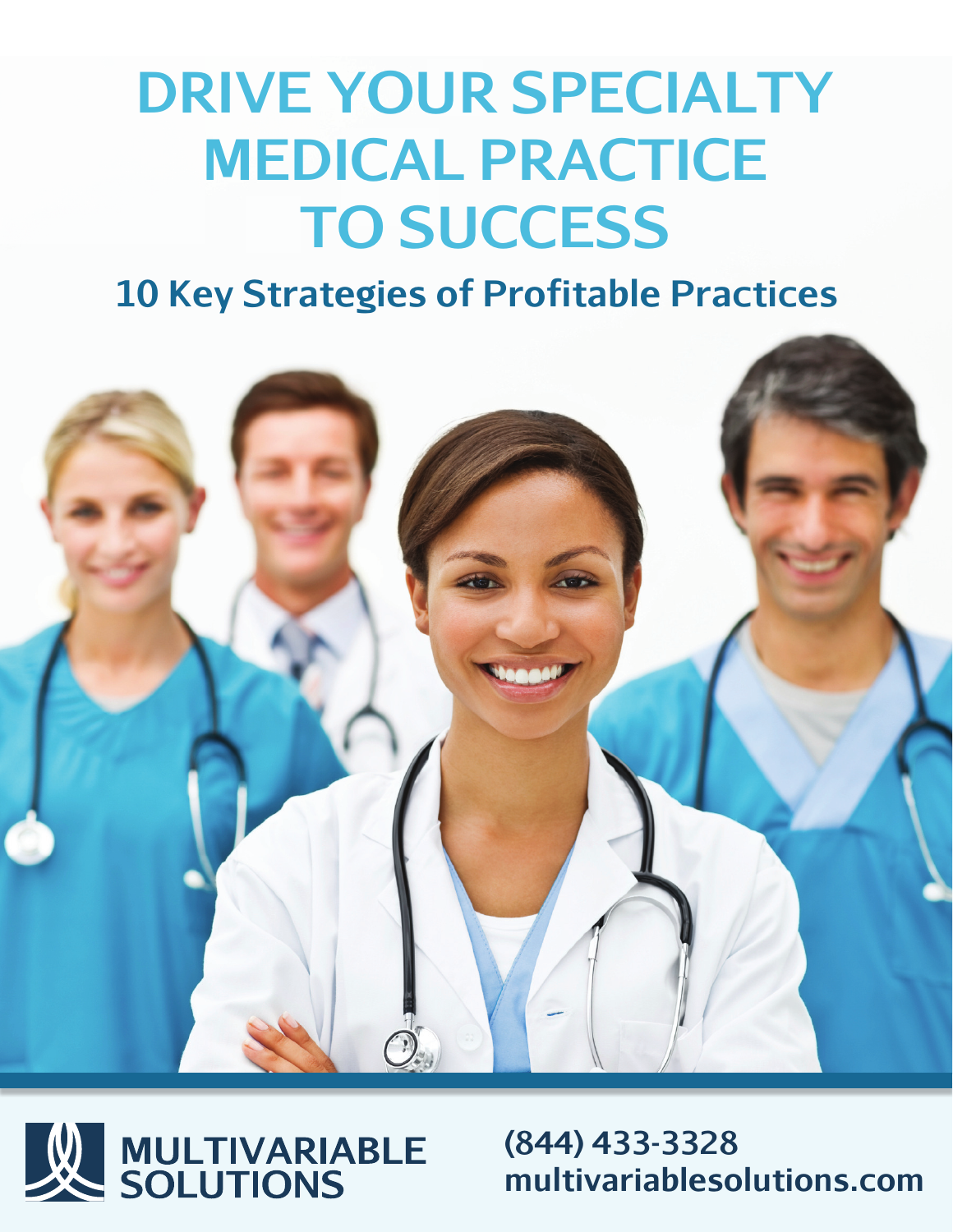# DRIVE YOUR SPECIALTY MEDICAL PRACTICE TO SUCCESS

## 10 Key Strategies of Profitable Practices

MULTIVARIABLE SOLUTIONS

(844) 433-3328
multivariablesolutions.com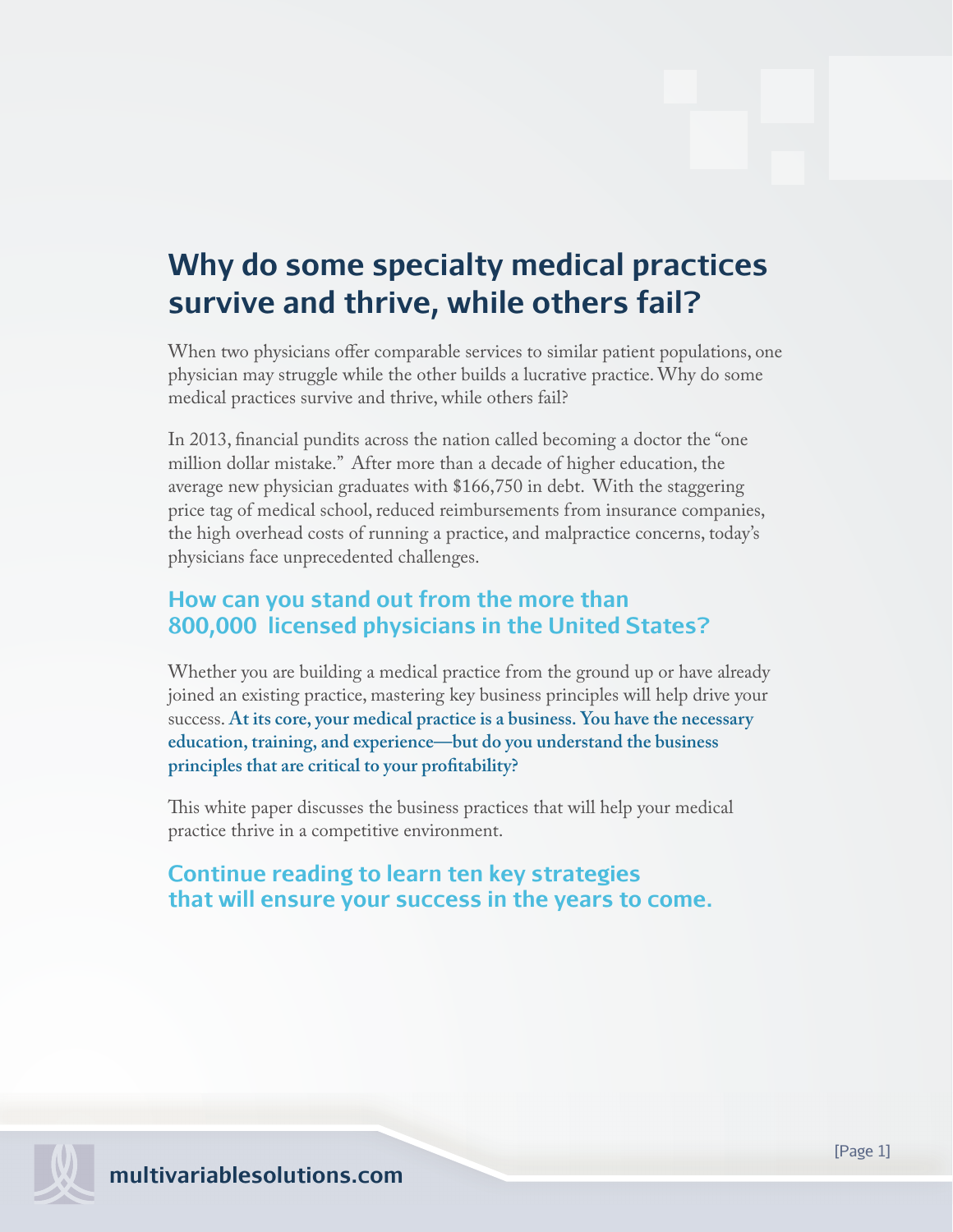# Why do some specialty medical practices survive and thrive, while others fail?

When two physicians offer comparable services to similar patient populations, one physician may struggle while the other builds a lucrative practice. Why do some medical practices survive and thrive, while others fail?

In 2013, financial pundits across the nation called becoming a doctor the "one million dollar mistake." After more than a decade of higher education, the average new physician graduates with $166,750 in debt. With the staggering price tag of medical school, reduced reimbursements from insurance companies, the high overhead costs of running a practice, and malpractice concerns, today's physicians face unprecedented challenges.

## How can you stand out from the more than 800,000 licensed physicians in the United States?

Whether you are building a medical practice from the ground up or have already joined an existing practice, mastering key business principles will help drive your success. **At its core, your medical practice is a business. You have the necessary education, training, and experience—but do you understand the business principles that are critical to your profitability?**

This white paper discusses the business practices that will help your medical practice thrive in a competitive environment.

## Continue reading to learn ten key strategies that will ensure your success in the years to come.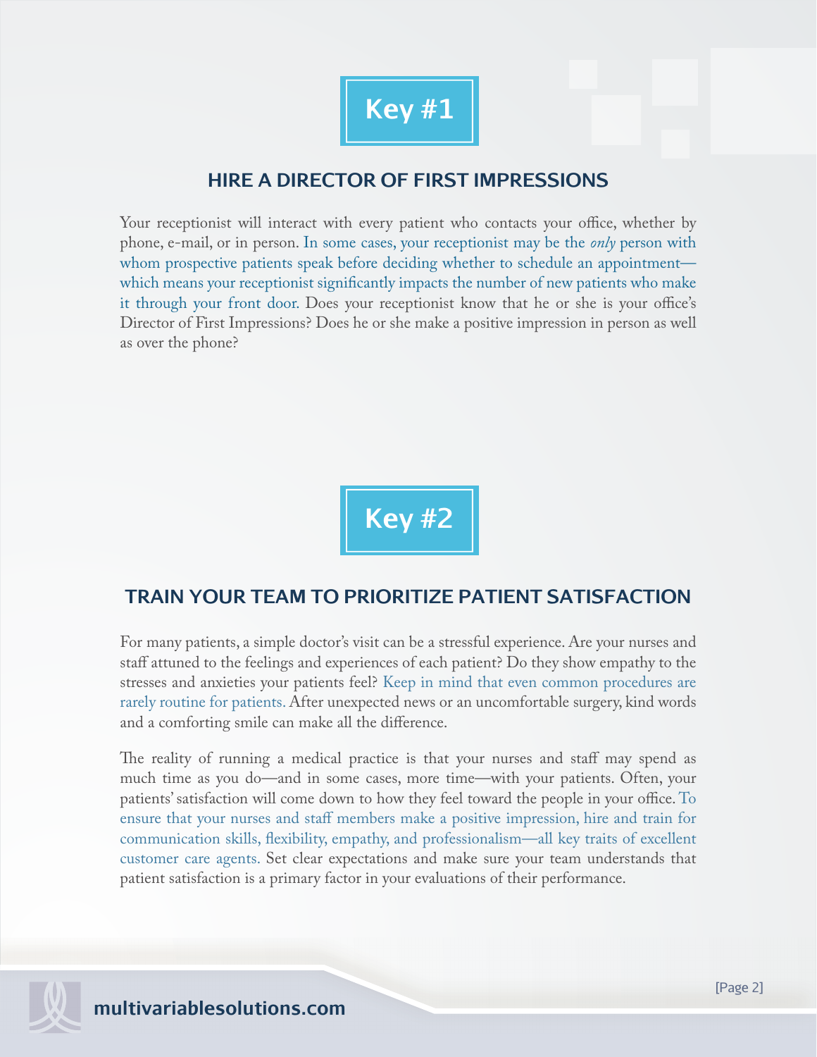## Key #1

### HIRE A DIRECTOR OF FIRST IMPRESSIONS

Your receptionist will interact with every patient who contacts your office, whether by phone, e-mail, or in person. In some cases, your receptionist may be the *only* person with whom prospective patients speak before deciding whether to schedule an appointment—which means your receptionist significantly impacts the number of new patients who make it through your front door. Does your receptionist know that he or she is your office's Director of First Impressions? Does he or she make a positive impression in person as well as over the phone?

## Key #2

### TRAIN YOUR TEAM TO PRIORITIZE PATIENT SATISFACTION

For many patients, a simple doctor's visit can be a stressful experience. Are your nurses and staff attuned to the feelings and experiences of each patient? Do they show empathy to the stresses and anxieties your patients feel? Keep in mind that even common procedures are rarely routine for patients. After unexpected news or an uncomfortable surgery, kind words and a comforting smile can make all the difference.

The reality of running a medical practice is that your nurses and staff may spend as much time as you do—and in some cases, more time—with your patients. Often, your patients' satisfaction will come down to how they feel toward the people in your office. To ensure that your nurses and staff members make a positive impression, hire and train for communication skills, flexibility, empathy, and professionalism—all key traits of excellent customer care agents. Set clear expectations and make sure your team understands that patient satisfaction is a primary factor in your evaluations of their performance.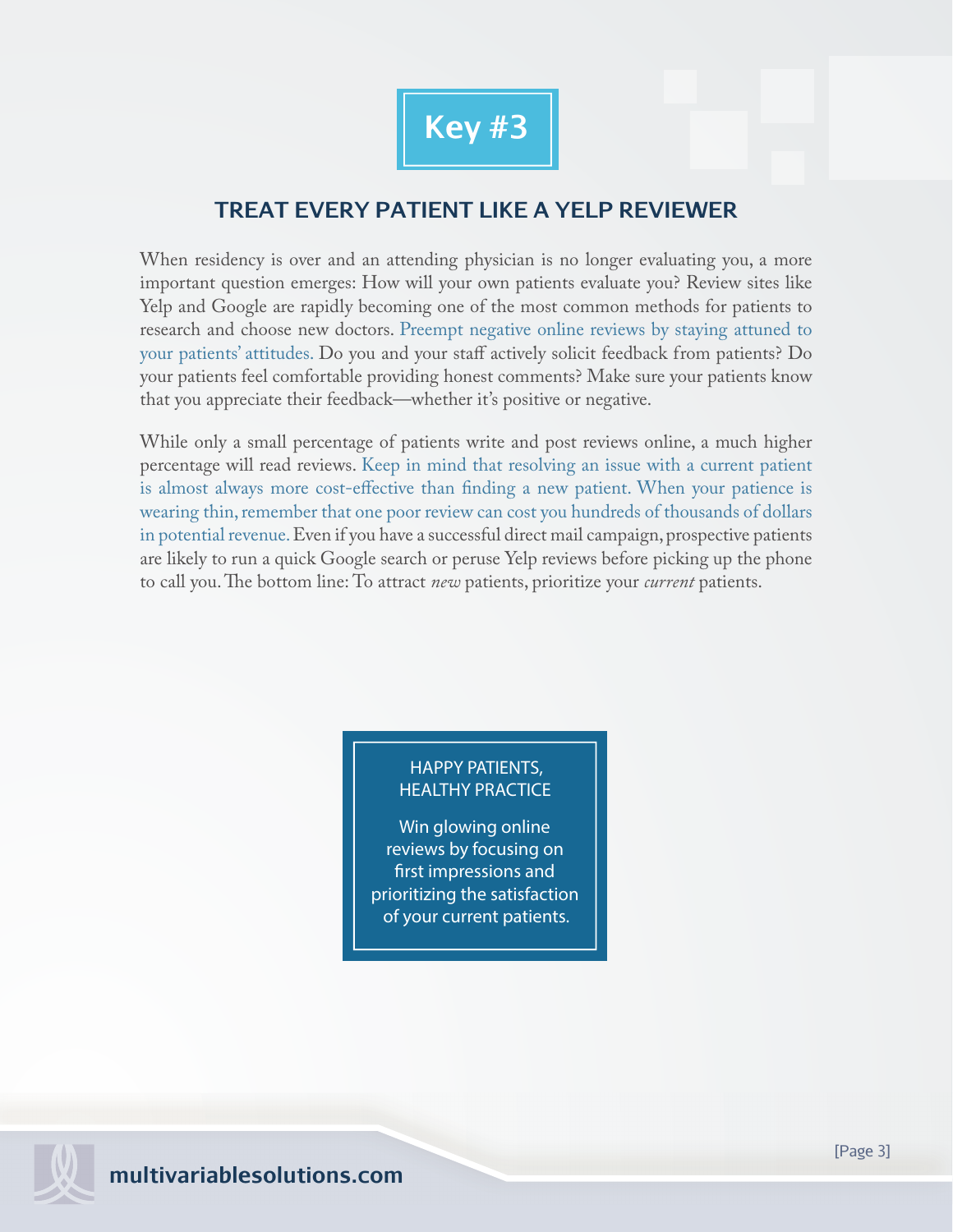## Key #3

### TREAT EVERY PATIENT LIKE A YELP REVIEWER

When residency is over and an attending physician is no longer evaluating you, a more important question emerges: How will your own patients evaluate you? Review sites like Yelp and Google are rapidly becoming one of the most common methods for patients to research and choose new doctors. Preempt negative online reviews by staying attuned to your patients' attitudes. Do you and your staff actively solicit feedback from patients? Do your patients feel comfortable providing honest comments? Make sure your patients know that you appreciate their feedback—whether it's positive or negative.

While only a small percentage of patients write and post reviews online, a much higher percentage will read reviews. Keep in mind that resolving an issue with a current patient is almost always more cost-effective than finding a new patient. When your patience is wearing thin, remember that one poor review can cost you hundreds of thousands of dollars in potential revenue. Even if you have a successful direct mail campaign, prospective patients are likely to run a quick Google search or peruse Yelp reviews before picking up the phone to call you. The bottom line: To attract *new* patients, prioritize your *current* patients.

> HAPPY PATIENTS, HEALTHY PRACTICE
>
> Win glowing online reviews by focusing on first impressions and prioritizing the satisfaction of your current patients.

multivariablesolutions.com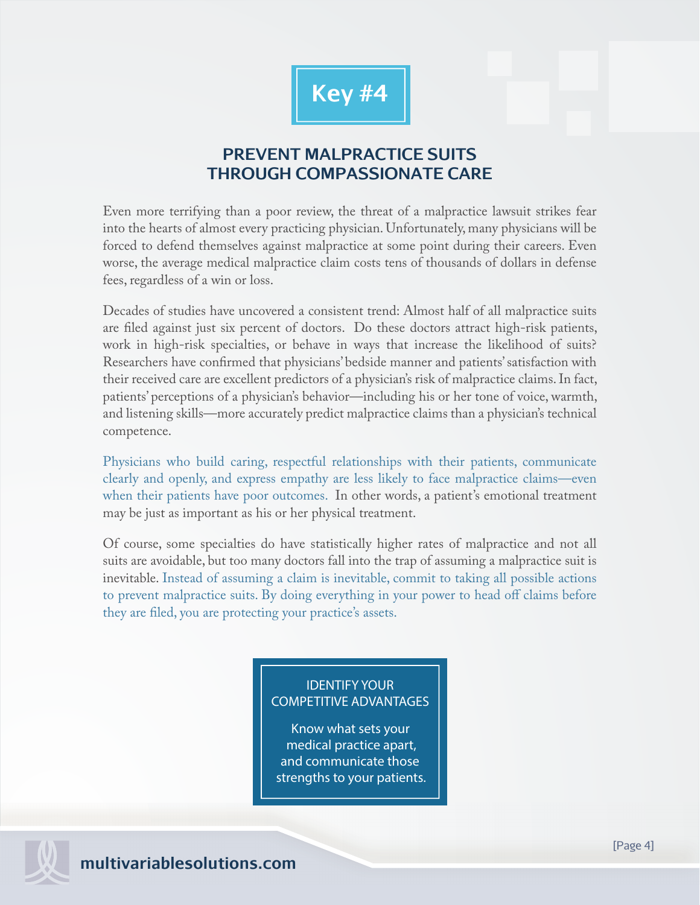## Key #4

### PREVENT MALPRACTICE SUITS THROUGH COMPASSIONATE CARE

Even more terrifying than a poor review, the threat of a malpractice lawsuit strikes fear into the hearts of almost every practicing physician. Unfortunately, many physicians will be forced to defend themselves against malpractice at some point during their careers. Even worse, the average medical malpractice claim costs tens of thousands of dollars in defense fees, regardless of a win or loss.

Decades of studies have uncovered a consistent trend: Almost half of all malpractice suits are filed against just six percent of doctors. Do these doctors attract high-risk patients, work in high-risk specialties, or behave in ways that increase the likelihood of suits? Researchers have confirmed that physicians' bedside manner and patients' satisfaction with their received care are excellent predictors of a physician's risk of malpractice claims. In fact, patients' perceptions of a physician's behavior—including his or her tone of voice, warmth, and listening skills—more accurately predict malpractice claims than a physician's technical competence.

Physicians who build caring, respectful relationships with their patients, communicate clearly and openly, and express empathy are less likely to face malpractice claims—even when their patients have poor outcomes. In other words, a patient's emotional treatment may be just as important as his or her physical treatment.

Of course, some specialties do have statistically higher rates of malpractice and not all suits are avoidable, but too many doctors fall into the trap of assuming a malpractice suit is inevitable. Instead of assuming a claim is inevitable, commit to taking all possible actions to prevent malpractice suits. By doing everything in your power to head off claims before they are filed, you are protecting your practice's assets.

> IDENTIFY YOUR COMPETITIVE ADVANTAGES
>
> Know what sets your medical practice apart, and communicate those strengths to your patients.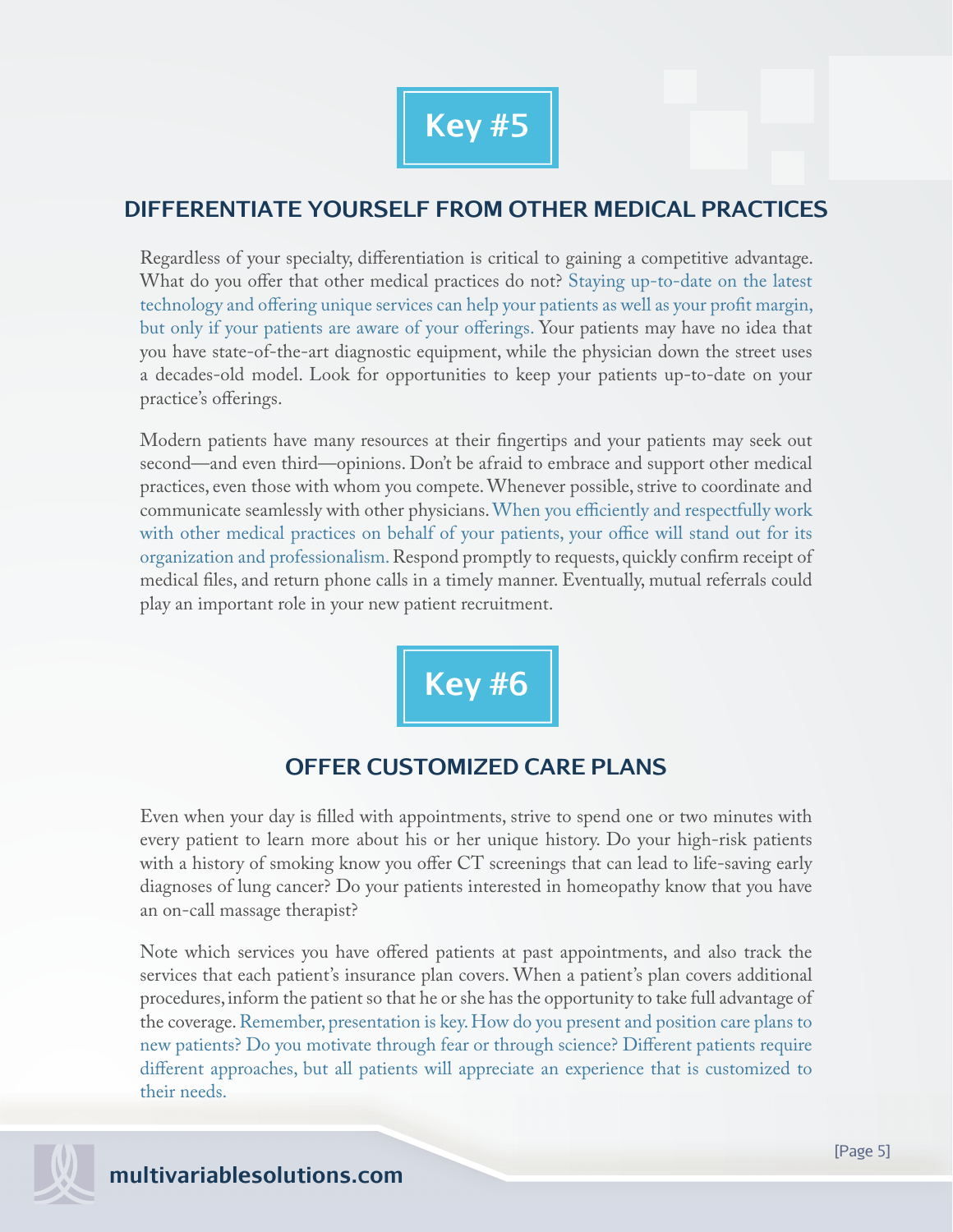# Key #5

## DIFFERENTIATE YOURSELF FROM OTHER MEDICAL PRACTICES

Regardless of your specialty, differentiation is critical to gaining a competitive advantage. What do you offer that other medical practices do not? Staying up-to-date on the latest technology and offering unique services can help your patients as well as your profit margin, but only if your patients are aware of your offerings. Your patients may have no idea that you have state-of-the-art diagnostic equipment, while the physician down the street uses a decades-old model. Look for opportunities to keep your patients up-to-date on your practice's offerings.

Modern patients have many resources at their fingertips and your patients may seek out second—and even third—opinions. Don't be afraid to embrace and support other medical practices, even those with whom you compete. Whenever possible, strive to coordinate and communicate seamlessly with other physicians. When you efficiently and respectfully work with other medical practices on behalf of your patients, your office will stand out for its organization and professionalism. Respond promptly to requests, quickly confirm receipt of medical files, and return phone calls in a timely manner. Eventually, mutual referrals could play an important role in your new patient recruitment.

# Key #6

## OFFER CUSTOMIZED CARE PLANS

Even when your day is filled with appointments, strive to spend one or two minutes with every patient to learn more about his or her unique history. Do your high-risk patients with a history of smoking know you offer CT screenings that can lead to life-saving early diagnoses of lung cancer? Do your patients interested in homeopathy know that you have an on-call massage therapist?

Note which services you have offered patients at past appointments, and also track the services that each patient's insurance plan covers. When a patient's plan covers additional procedures, inform the patient so that he or she has the opportunity to take full advantage of the coverage. Remember, presentation is key. How do you present and position care plans to new patients? Do you motivate through fear or through science? Different patients require different approaches, but all patients will appreciate an experience that is customized to their needs.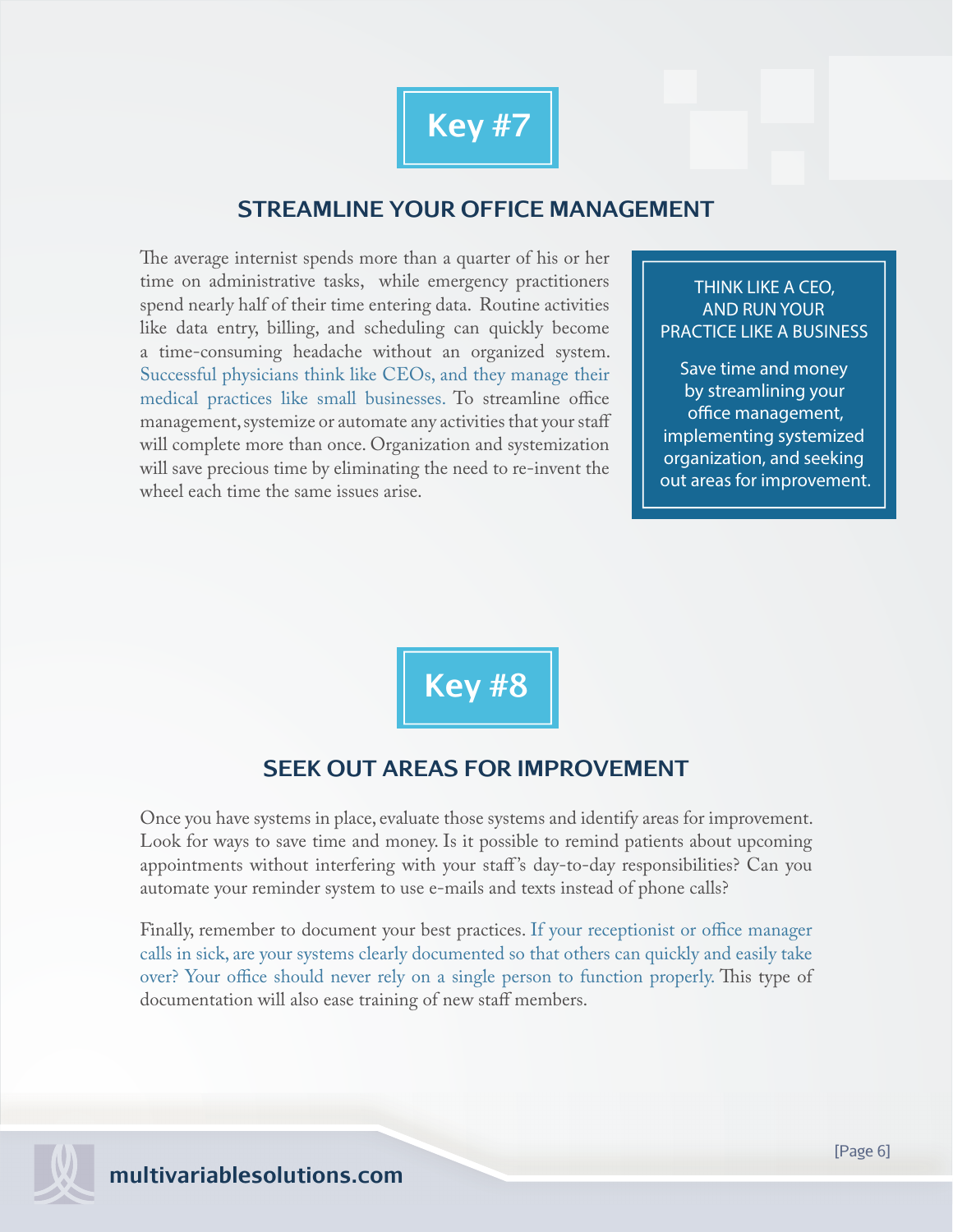## Key #7

### STREAMLINE YOUR OFFICE MANAGEMENT

The average internist spends more than a quarter of his or her time on administrative tasks, while emergency practitioners spend nearly half of their time entering data. Routine activities like data entry, billing, and scheduling can quickly become a time-consuming headache without an organized system. Successful physicians think like CEOs, and they manage their medical practices like small businesses. To streamline office management, systemize or automate any activities that your staff will complete more than once. Organization and systemization will save precious time by eliminating the need to re-invent the wheel each time the same issues arise.

> THINK LIKE A CEO, AND RUN YOUR PRACTICE LIKE A BUSINESS
>
> Save time and money by streamlining your office management, implementing systemized organization, and seeking out areas for improvement.

## Key #8

### SEEK OUT AREAS FOR IMPROVEMENT

Once you have systems in place, evaluate those systems and identify areas for improvement. Look for ways to save time and money. Is it possible to remind patients about upcoming appointments without interfering with your staff's day-to-day responsibilities? Can you automate your reminder system to use e-mails and texts instead of phone calls?

Finally, remember to document your best practices. If your receptionist or office manager calls in sick, are your systems clearly documented so that others can quickly and easily take over? Your office should never rely on a single person to function properly. This type of documentation will also ease training of new staff members.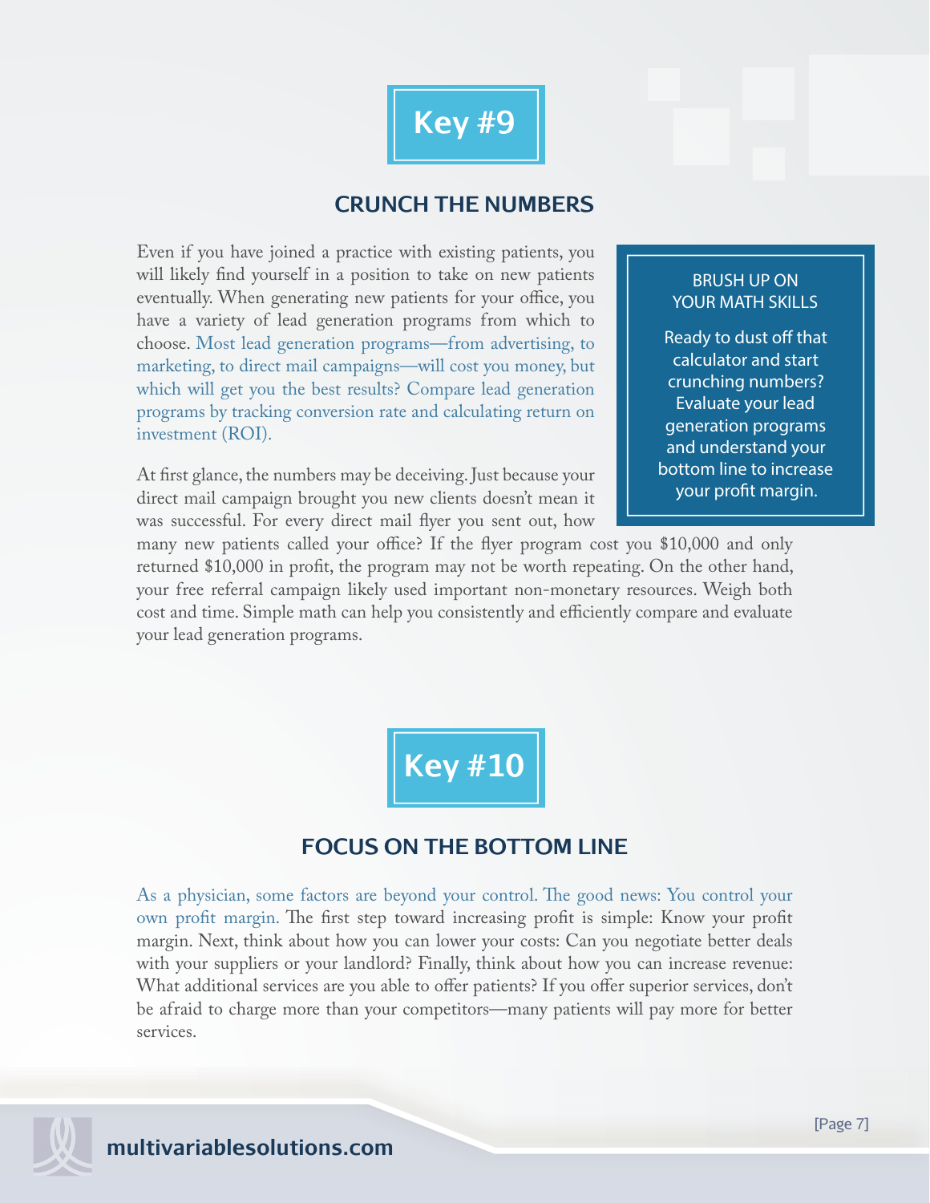## Key #9

### CRUNCH THE NUMBERS

Even if you have joined a practice with existing patients, you will likely find yourself in a position to take on new patients eventually. When generating new patients for your office, you have a variety of lead generation programs from which to choose. Most lead generation programs—from advertising, to marketing, to direct mail campaigns—will cost you money, but which will get you the best results? Compare lead generation programs by tracking conversion rate and calculating return on investment (ROI).

> **BRUSH UP ON YOUR MATH SKILLS**
>
> Ready to dust off that calculator and start crunching numbers? Evaluate your lead generation programs and understand your bottom line to increase your profit margin.

At first glance, the numbers may be deceiving. Just because your direct mail campaign brought you new clients doesn't mean it was successful. For every direct mail flyer you sent out, how many new patients called your office? If the flyer program cost you $10,000 and only returned $10,000 in profit, the program may not be worth repeating. On the other hand, your free referral campaign likely used important non-monetary resources. Weigh both cost and time. Simple math can help you consistently and efficiently compare and evaluate your lead generation programs.

## Key #10

### FOCUS ON THE BOTTOM LINE

As a physician, some factors are beyond your control. The good news: You control your own profit margin. The first step toward increasing profit is simple: Know your profit margin. Next, think about how you can lower your costs: Can you negotiate better deals with your suppliers or your landlord? Finally, think about how you can increase revenue: What additional services are you able to offer patients? If you offer superior services, don't be afraid to charge more than your competitors—many patients will pay more for better services.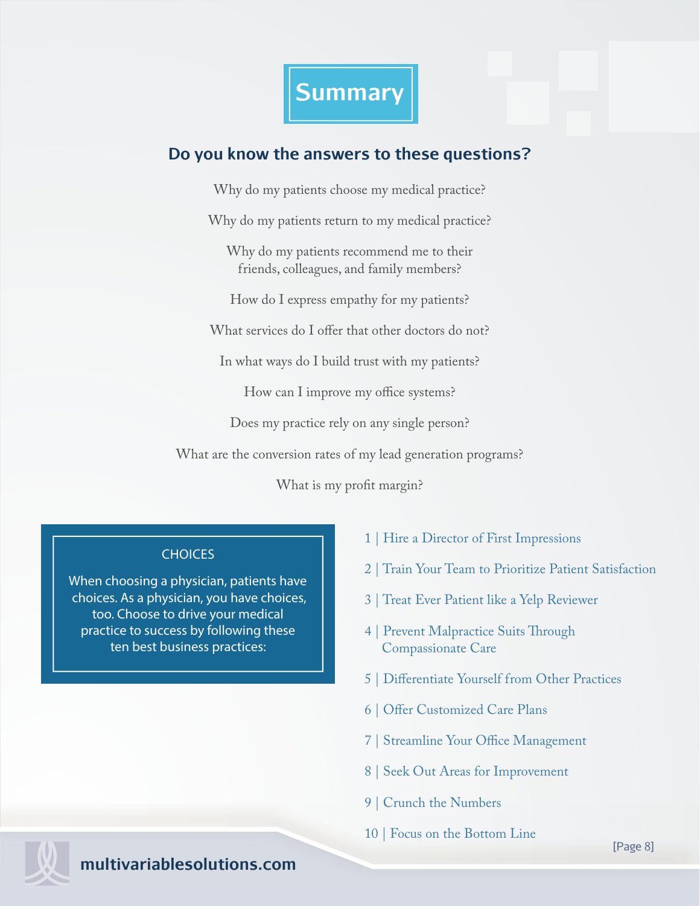# Summary

## Do you know the answers to these questions?

Why do my patients choose my medical practice?

Why do my patients return to my medical practice?

Why do my patients recommend me to their friends, colleagues, and family members?

How do I express empathy for my patients?

What services do I offer that other doctors do not?

In what ways do I build trust with my patients?

How can I improve my office systems?

Does my practice rely on any single person?

What are the conversion rates of my lead generation programs?

What is my profit margin?

### CHOICES

When choosing a physician, patients have choices. As a physician, you have choices, too. Choose to drive your medical practice to success by following these ten best business practices:

1 | Hire a Director of First Impressions

2 | Train Your Team to Prioritize Patient Satisfaction

3 | Treat Ever Patient like a Yelp Reviewer

4 | Prevent Malpractice Suits Through Compassionate Care

5 | Differentiate Yourself from Other Practices

6 | Offer Customized Care Plans

7 | Streamline Your Office Management

8 | Seek Out Areas for Improvement

9 | Crunch the Numbers

10 | Focus on the Bottom Line

multivariablesolutions.com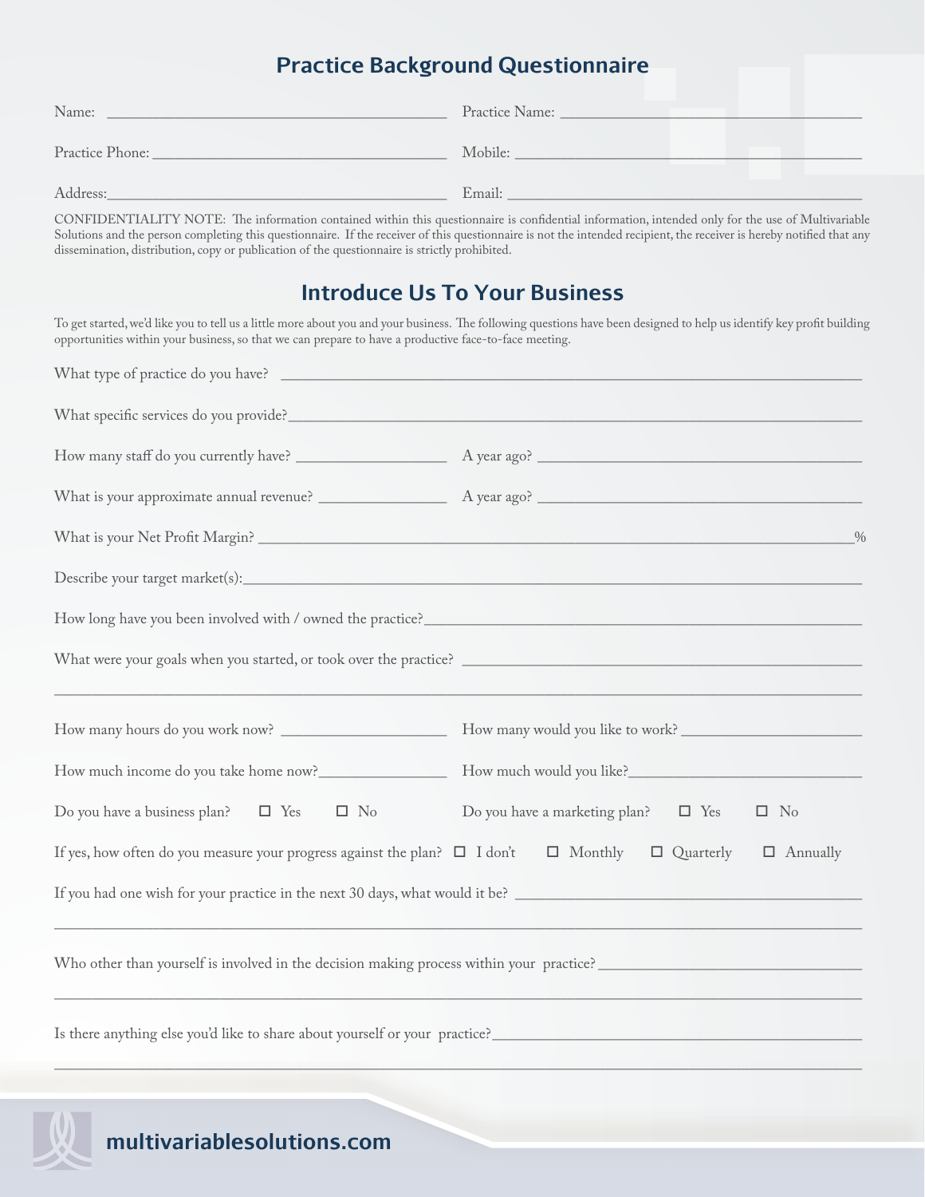# Practice Background Questionnaire

Name: ______________________ Practice Name: ______________________

Practice Phone: ______________________ Mobile: ______________________

Address: ______________________ Email: ______________________

CONFIDENTIALITY NOTE: The information contained within this questionnaire is confidential information, intended only for the use of Multivariable Solutions and the person completing this questionnaire. If the receiver of this questionnaire is not the intended recipient, the receiver is hereby notified that any dissemination, distribution, copy or publication of the questionnaire is strictly prohibited.

## Introduce Us To Your Business

To get started, we'd like you to tell us a little more about you and your business. The following questions have been designed to help us identify key profit building opportunities within your business, so that we can prepare to have a productive face-to-face meeting.

What type of practice do you have? ______________________

What specific services do you provide? ______________________

How many staff do you currently have? ____________ A year ago? ____________

What is your approximate annual revenue? ____________ A year ago? ____________

What is your Net Profit Margin? ______________________%

Describe your target market(s): ______________________

How long have you been involved with / owned the practice? ______________________

What were your goals when you started, or took over the practice? ______________________

______________________

How many hours do you work now? ____________ How many would you like to work? ____________

How much income do you take home now? ____________ How much would you like? ____________

Do you have a business plan? ☐ Yes ☐ No Do you have a marketing plan? ☐ Yes ☐ No

If yes, how often do you measure your progress against the plan? ☐ I don't ☐ Monthly ☐ Quarterly ☐ Annually

If you had one wish for your practice in the next 30 days, what would it be? ______________________

______________________

Who other than yourself is involved in the decision making process within your practice? ______________________

______________________

Is there anything else you'd like to share about yourself or your practice? ______________________

______________________

multivariablesolutions.com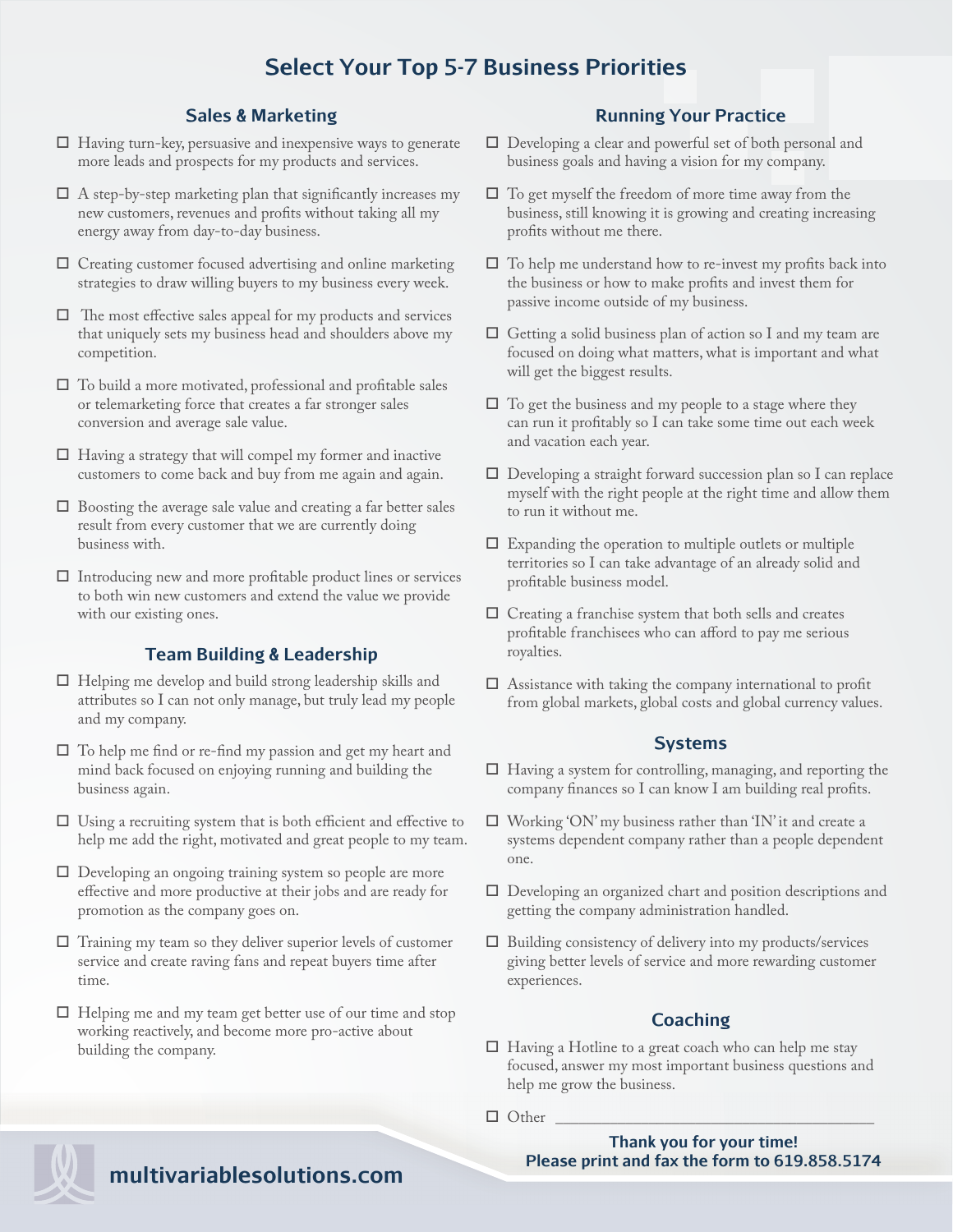# Select Your Top 5-7 Business Priorities

## Sales & Marketing

- ☐ Having turn-key, persuasive and inexpensive ways to generate more leads and prospects for my products and services.
- ☐ A step-by-step marketing plan that significantly increases my new customers, revenues and profits without taking all my energy away from day-to-day business.
- ☐ Creating customer focused advertising and online marketing strategies to draw willing buyers to my business every week.
- ☐ The most effective sales appeal for my products and services that uniquely sets my business head and shoulders above my competition.
- ☐ To build a more motivated, professional and profitable sales or telemarketing force that creates a far stronger sales conversion and average sale value.
- ☐ Having a strategy that will compel my former and inactive customers to come back and buy from me again and again.
- ☐ Boosting the average sale value and creating a far better sales result from every customer that we are currently doing business with.
- ☐ Introducing new and more profitable product lines or services to both win new customers and extend the value we provide with our existing ones.

## Team Building & Leadership

- ☐ Helping me develop and build strong leadership skills and attributes so I can not only manage, but truly lead my people and my company.
- ☐ To help me find or re-find my passion and get my heart and mind back focused on enjoying running and building the business again.
- ☐ Using a recruiting system that is both efficient and effective to help me add the right, motivated and great people to my team.
- ☐ Developing an ongoing training system so people are more effective and more productive at their jobs and are ready for promotion as the company goes on.
- ☐ Training my team so they deliver superior levels of customer service and create raving fans and repeat buyers time after time.
- ☐ Helping me and my team get better use of our time and stop working reactively, and become more pro-active about building the company.

## Running Your Practice

- ☐ Developing a clear and powerful set of both personal and business goals and having a vision for my company.
- ☐ To get myself the freedom of more time away from the business, still knowing it is growing and creating increasing profits without me there.
- ☐ To help me understand how to re-invest my profits back into the business or how to make profits and invest them for passive income outside of my business.
- ☐ Getting a solid business plan of action so I and my team are focused on doing what matters, what is important and what will get the biggest results.
- ☐ To get the business and my people to a stage where they can run it profitably so I can take some time out each week and vacation each year.
- ☐ Developing a straight forward succession plan so I can replace myself with the right people at the right time and allow them to run it without me.
- ☐ Expanding the operation to multiple outlets or multiple territories so I can take advantage of an already solid and profitable business model.
- ☐ Creating a franchise system that both sells and creates profitable franchisees who can afford to pay me serious royalties.
- ☐ Assistance with taking the company international to profit from global markets, global costs and global currency values.

## Systems

- ☐ Having a system for controlling, managing, and reporting the company finances so I can know I am building real profits.
- ☐ Working 'ON' my business rather than 'IN' it and create a systems dependent company rather than a people dependent one.
- ☐ Developing an organized chart and position descriptions and getting the company administration handled.
- ☐ Building consistency of delivery into my products/services giving better levels of service and more rewarding customer experiences.

## Coaching

- ☐ Having a Hotline to a great coach who can help me stay focused, answer my most important business questions and help me grow the business.
- ☐ Other ________________________________________

**Thank you for your time!**
**Please print and fax the form to 619.858.5174**

**multivariablesolutions.com**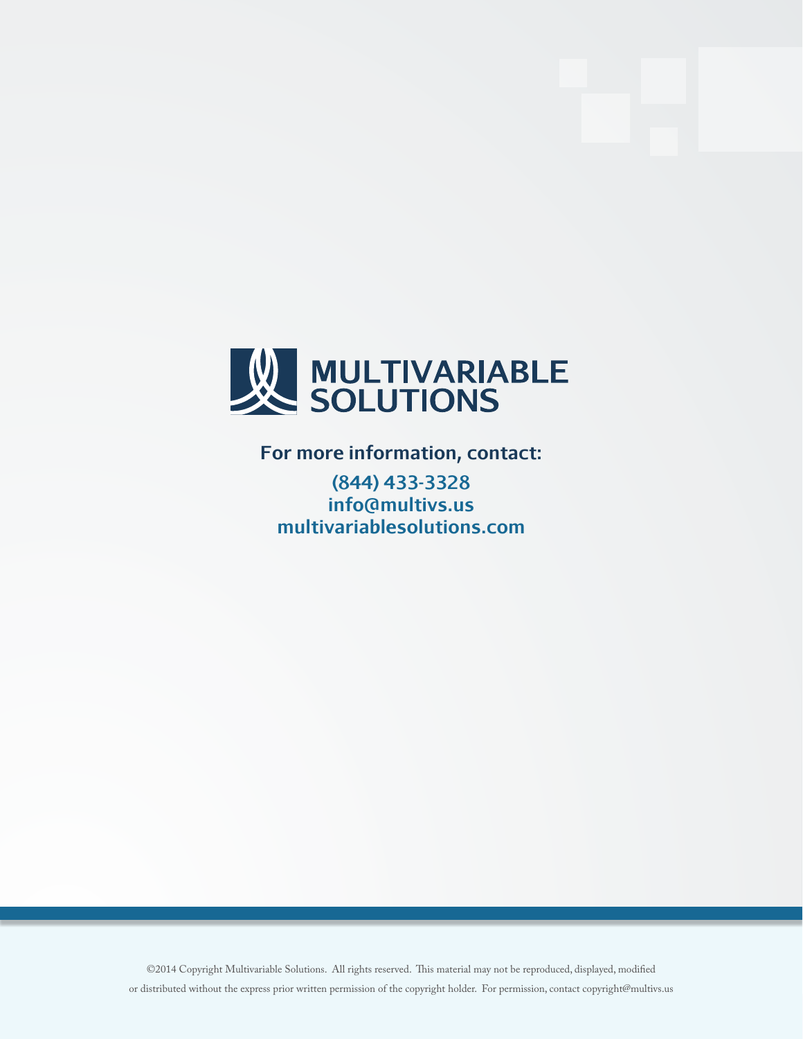MULTIVARIABLE SOLUTIONS

**For more information, contact:**

(844) 433-3328
info@multivs.us
multivariablesolutions.com

©2014 Copyright Multivariable Solutions. All rights reserved. This material may not be reproduced, displayed, modified or distributed without the express prior written permission of the copyright holder. For permission, contact copyright@multivs.us